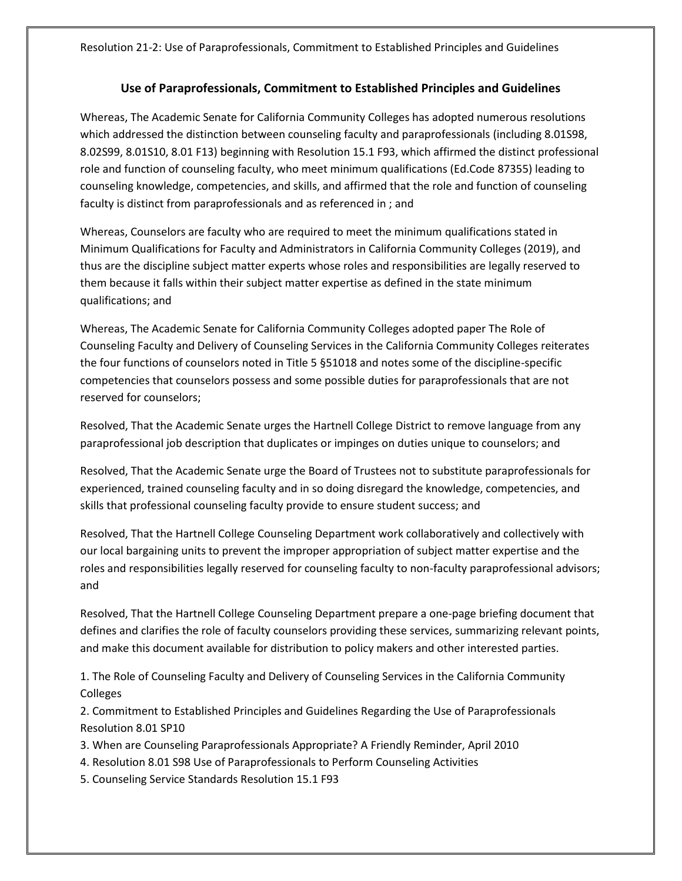Resolution 21-2: Use of Paraprofessionals, Commitment to Established Principles and Guidelines

## Use of Paraprofessionals, Commitment to Established Principles and Guidelines

Whereas, The Academic Senate for California Community Colleges has adopted numerous resolutions which addressed the distinction between counseling faculty and paraprofessionals (including 8.01S98, 8.02S99, 8.01S10, 8.01 F13) beginning with Resolution 15.1 F93, which affirmed the distinct professional role and function of counseling faculty, who meet minimum qualifications (Ed.Code 87355) leading to counseling knowledge, competencies, and skills, and affirmed that the role and function of counseling faculty is distinct from paraprofessionals and as referenced in ; and

Whereas, Counselors are faculty who are required to meet the minimum qualifications stated in Minimum Qualifications for Faculty and Administrators in California Community Colleges (2019), and thus are the discipline subject matter experts whose roles and responsibilities are legally reserved to them because it falls within their subject matter expertise as defined in the state minimum qualifications; and

Whereas, The Academic Senate for California Community Colleges adopted paper The Role of Counseling Faculty and Delivery of Counseling Services in the California Community Colleges reiterates the four functions of counselors noted in Title 5 §51018 and notes some of the discipline-specific competencies that counselors possess and some possible duties for paraprofessionals that are not reserved for counselors;

Resolved, That the Academic Senate urges the Hartnell College District to remove language from any paraprofessional job description that duplicates or impinges on duties unique to counselors; and

Resolved, That the Academic Senate urge the Board of Trustees not to substitute paraprofessionals for experienced, trained counseling faculty and in so doing disregard the knowledge, competencies, and skills that professional counseling faculty provide to ensure student success; and

Resolved, That the Hartnell College Counseling Department work collaboratively and collectively with our local bargaining units to prevent the improper appropriation of subject matter expertise and the roles and responsibilities legally reserved for counseling faculty to non-faculty paraprofessional advisors; and

Resolved, That the Hartnell College Counseling Department prepare a one-page briefing document that defines and clarifies the role of faculty counselors providing these services, summarizing relevant points, and make this document available for distribution to policy makers and other interested parties.

1. The Role of Counseling Faculty and Delivery of Counseling Services in the California Community Colleges
2. Commitment to Established Principles and Guidelines Regarding the Use of Paraprofessionals Resolution 8.01 SP10
3. When are Counseling Paraprofessionals Appropriate? A Friendly Reminder, April 2010
4. Resolution 8.01 S98 Use of Paraprofessionals to Perform Counseling Activities
5. Counseling Service Standards Resolution 15.1 F93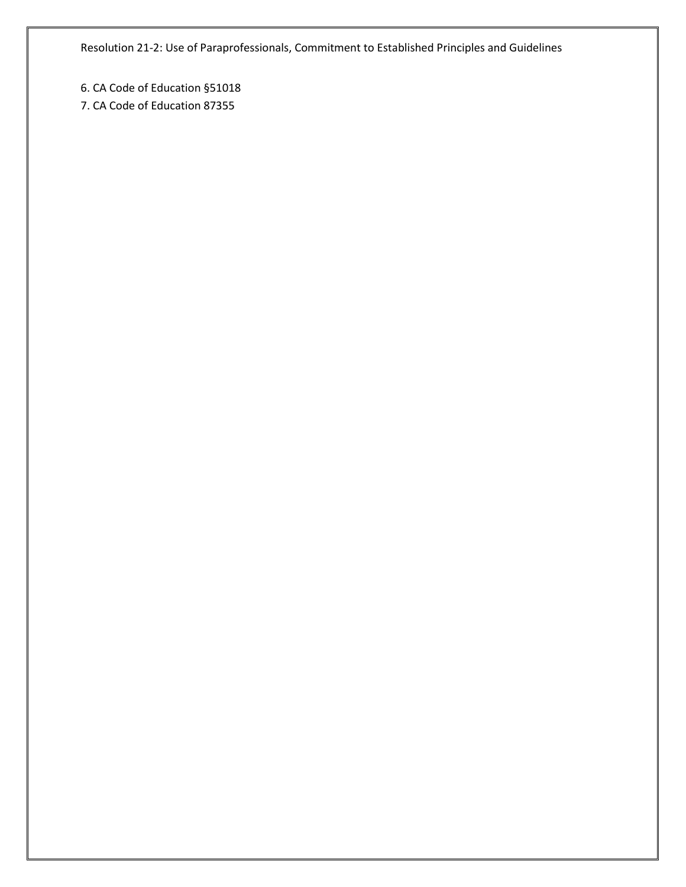6. CA Code of Education §51018
7. CA Code of Education 87355